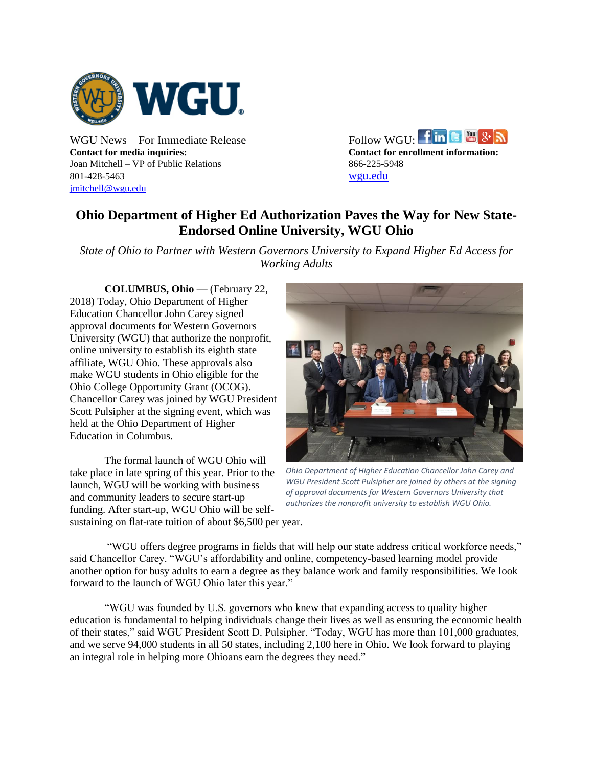WGU News – For Immediate Release
**Contact for media inquiries:**
Joan Mitchell – VP of Public Relations
801-428-5463
jmitchell@wgu.edu

Follow WGU:
**Contact for enrollment information:**
866-225-5948
wgu.edu

# Ohio Department of Higher Ed Authorization Paves the Way for New State-Endorsed Online University, WGU Ohio

*State of Ohio to Partner with Western Governors University to Expand Higher Ed Access for Working Adults*

**COLUMBUS, Ohio** — (February 22, 2018) Today, Ohio Department of Higher Education Chancellor John Carey signed approval documents for Western Governors University (WGU) that authorize the nonprofit, online university to establish its eighth state affiliate, WGU Ohio. These approvals also make WGU students in Ohio eligible for the Ohio College Opportunity Grant (OCOG). Chancellor Carey was joined by WGU President Scott Pulsipher at the signing event, which was held at the Ohio Department of Higher Education in Columbus.

*Ohio Department of Higher Education Chancellor John Carey and WGU President Scott Pulsipher are joined by others at the signing of approval documents for Western Governors University that authorizes the nonprofit university to establish WGU Ohio.*

The formal launch of WGU Ohio will take place in late spring of this year. Prior to the launch, WGU will be working with business and community leaders to secure start-up funding. After start-up, WGU Ohio will be self-sustaining on flat-rate tuition of about $6,500 per year.

"WGU offers degree programs in fields that will help our state address critical workforce needs," said Chancellor Carey. "WGU's affordability and online, competency-based learning model provide another option for busy adults to earn a degree as they balance work and family responsibilities. We look forward to the launch of WGU Ohio later this year."

"WGU was founded by U.S. governors who knew that expanding access to quality higher education is fundamental to helping individuals change their lives as well as ensuring the economic health of their states," said WGU President Scott D. Pulsipher. "Today, WGU has more than 101,000 graduates, and we serve 94,000 students in all 50 states, including 2,100 here in Ohio. We look forward to playing an integral role in helping more Ohioans earn the degrees they need."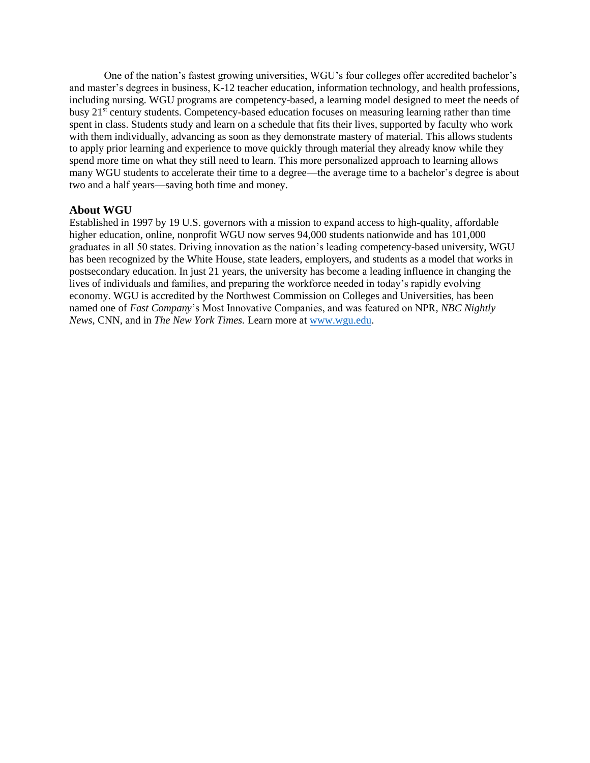One of the nation's fastest growing universities, WGU's four colleges offer accredited bachelor's and master's degrees in business, K-12 teacher education, information technology, and health professions, including nursing. WGU programs are competency-based, a learning model designed to meet the needs of busy 21st century students. Competency-based education focuses on measuring learning rather than time spent in class. Students study and learn on a schedule that fits their lives, supported by faculty who work with them individually, advancing as soon as they demonstrate mastery of material. This allows students to apply prior learning and experience to move quickly through material they already know while they spend more time on what they still need to learn. This more personalized approach to learning allows many WGU students to accelerate their time to a degree—the average time to a bachelor's degree is about two and a half years—saving both time and money.

## About WGU

Established in 1997 by 19 U.S. governors with a mission to expand access to high-quality, affordable higher education, online, nonprofit WGU now serves 94,000 students nationwide and has 101,000 graduates in all 50 states. Driving innovation as the nation's leading competency-based university, WGU has been recognized by the White House, state leaders, employers, and students as a model that works in postsecondary education. In just 21 years, the university has become a leading influence in changing the lives of individuals and families, and preparing the workforce needed in today's rapidly evolving economy. WGU is accredited by the Northwest Commission on Colleges and Universities, has been named one of *Fast Company*'s Most Innovative Companies, and was featured on NPR, *NBC Nightly News*, CNN, and in *The New York Times*. Learn more at www.wgu.edu.